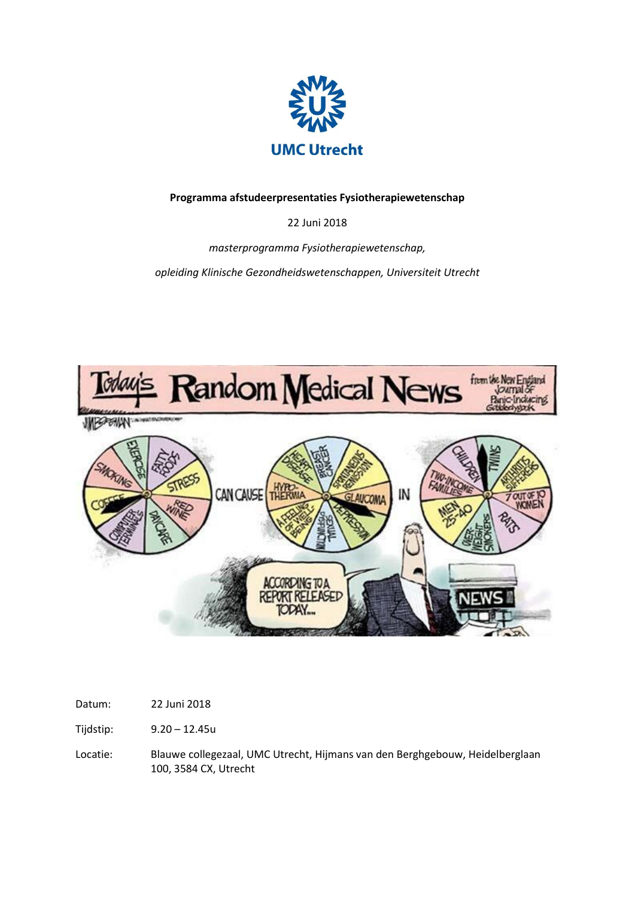**UMC Utrecht**

**Programma afstudeerpresentaties Fysiotherapiewetenschap**

22 Juni 2018

*masterprogramma Fysiotherapiewetenschap,*

*opleiding Klinische Gezondheidswetenschappen, Universiteit Utrecht*

Datum: 22 Juni 2018

Tijdstip: 9.20 – 12.45u

Locatie: Blauwe collegezaal, UMC Utrecht, Hijmans van den Berghgebouw, Heidelberglaan 100, 3584 CX, Utrecht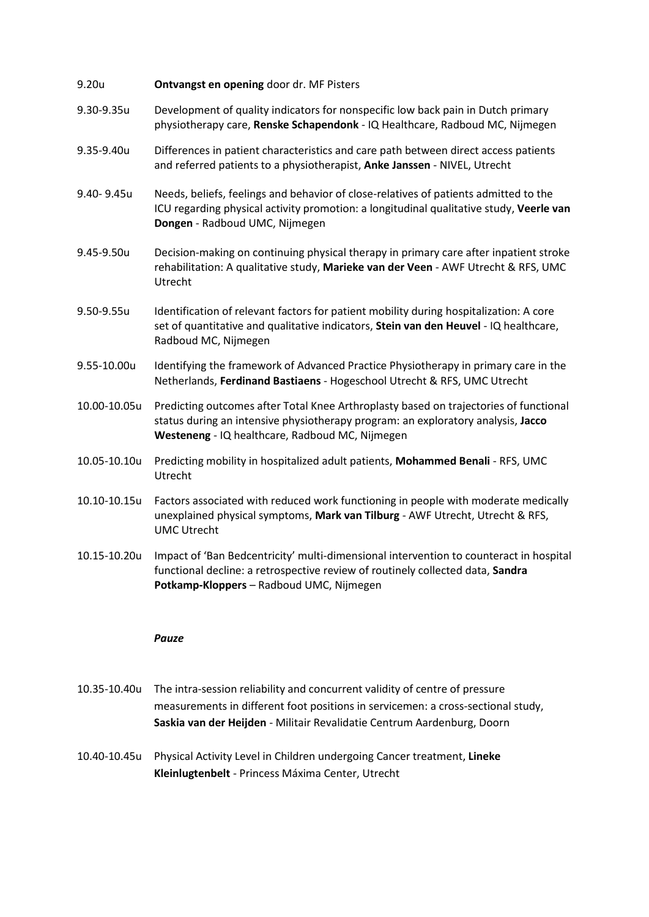9.20u **Ontvangst en opening** door dr. MF Pisters

9.30-9.35u Development of quality indicators for nonspecific low back pain in Dutch primary physiotherapy care, **Renske Schapendonk** - IQ Healthcare, Radboud MC, Nijmegen

9.35-9.40u Differences in patient characteristics and care path between direct access patients and referred patients to a physiotherapist, **Anke Janssen** - NIVEL, Utrecht

9.40- 9.45u Needs, beliefs, feelings and behavior of close-relatives of patients admitted to the ICU regarding physical activity promotion: a longitudinal qualitative study, **Veerle van Dongen** - Radboud UMC, Nijmegen

9.45-9.50u Decision-making on continuing physical therapy in primary care after inpatient stroke rehabilitation: A qualitative study, **Marieke van der Veen** - AWF Utrecht & RFS, UMC Utrecht

9.50-9.55u Identification of relevant factors for patient mobility during hospitalization: A core set of quantitative and qualitative indicators, **Stein van den Heuvel** - IQ healthcare, Radboud MC, Nijmegen

9.55-10.00u Identifying the framework of Advanced Practice Physiotherapy in primary care in the Netherlands, **Ferdinand Bastiaens** - Hogeschool Utrecht & RFS, UMC Utrecht

10.00-10.05u Predicting outcomes after Total Knee Arthroplasty based on trajectories of functional status during an intensive physiotherapy program: an exploratory analysis, **Jacco Westeneng** - IQ healthcare, Radboud MC, Nijmegen

10.05-10.10u Predicting mobility in hospitalized adult patients, **Mohammed Benali** - RFS, UMC Utrecht

10.10-10.15u Factors associated with reduced work functioning in people with moderate medically unexplained physical symptoms, **Mark van Tilburg** - AWF Utrecht, Utrecht & RFS, UMC Utrecht

10.15-10.20u Impact of 'Ban Bedcentricity' multi-dimensional intervention to counteract in hospital functional decline: a retrospective review of routinely collected data, **Sandra Potkamp-Kloppers** – Radboud UMC, Nijmegen

***Pauze***

10.35-10.40u The intra-session reliability and concurrent validity of centre of pressure measurements in different foot positions in servicemen: a cross-sectional study, **Saskia van der Heijden** - Militair Revalidatie Centrum Aardenburg, Doorn

10.40-10.45u Physical Activity Level in Children undergoing Cancer treatment, **Lineke Kleinlugtenbelt** - Princess Máxima Center, Utrecht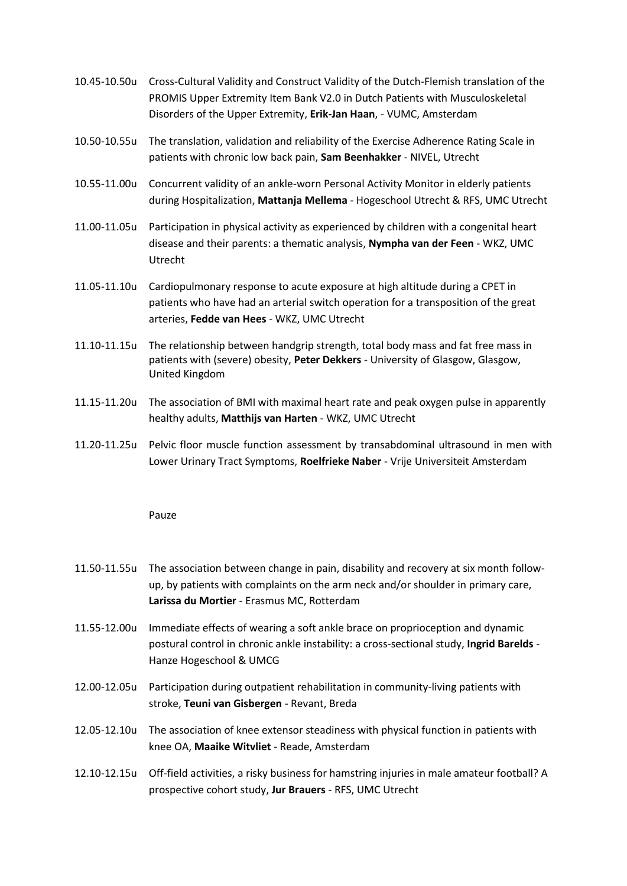10.45-10.50u Cross-Cultural Validity and Construct Validity of the Dutch-Flemish translation of the PROMIS Upper Extremity Item Bank V2.0 in Dutch Patients with Musculoskeletal Disorders of the Upper Extremity, **Erik-Jan Haan**, - VUMC, Amsterdam

10.50-10.55u The translation, validation and reliability of the Exercise Adherence Rating Scale in patients with chronic low back pain, **Sam Beenhakker** - NIVEL, Utrecht

10.55-11.00u Concurrent validity of an ankle-worn Personal Activity Monitor in elderly patients during Hospitalization, **Mattanja Mellema** - Hogeschool Utrecht & RFS, UMC Utrecht

11.00-11.05u Participation in physical activity as experienced by children with a congenital heart disease and their parents: a thematic analysis, **Nympha van der Feen** - WKZ, UMC Utrecht

11.05-11.10u Cardiopulmonary response to acute exposure at high altitude during a CPET in patients who have had an arterial switch operation for a transposition of the great arteries, **Fedde van Hees** - WKZ, UMC Utrecht

11.10-11.15u The relationship between handgrip strength, total body mass and fat free mass in patients with (severe) obesity, **Peter Dekkers** - University of Glasgow, Glasgow, United Kingdom

11.15-11.20u The association of BMI with maximal heart rate and peak oxygen pulse in apparently healthy adults, **Matthijs van Harten** - WKZ, UMC Utrecht

11.20-11.25u Pelvic floor muscle function assessment by transabdominal ultrasound in men with Lower Urinary Tract Symptoms, **Roelfrieke Naber** - Vrije Universiteit Amsterdam

Pauze

11.50-11.55u The association between change in pain, disability and recovery at six month follow-up, by patients with complaints on the arm neck and/or shoulder in primary care, **Larissa du Mortier** - Erasmus MC, Rotterdam

11.55-12.00u Immediate effects of wearing a soft ankle brace on proprioception and dynamic postural control in chronic ankle instability: a cross-sectional study, **Ingrid Barelds** - Hanze Hogeschool & UMCG

12.00-12.05u Participation during outpatient rehabilitation in community-living patients with stroke, **Teuni van Gisbergen** - Revant, Breda

12.05-12.10u The association of knee extensor steadiness with physical function in patients with knee OA, **Maaike Witvliet** - Reade, Amsterdam

12.10-12.15u Off-field activities, a risky business for hamstring injuries in male amateur football? A prospective cohort study, **Jur Brauers** - RFS, UMC Utrecht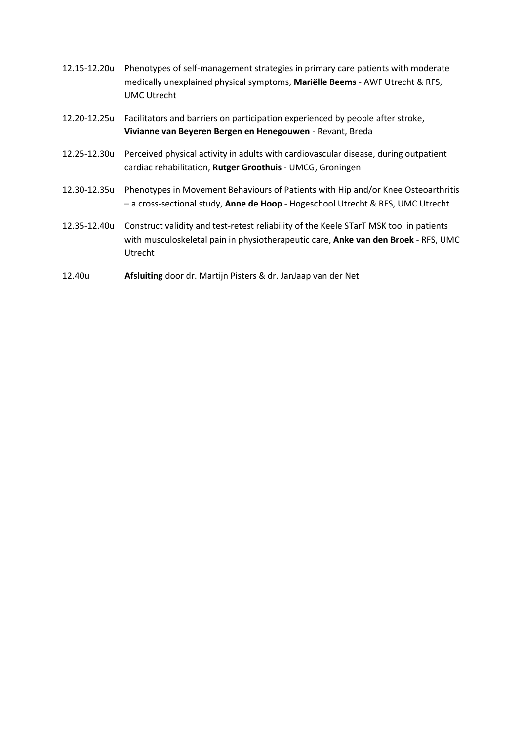12.15-12.20u Phenotypes of self-management strategies in primary care patients with moderate medically unexplained physical symptoms, **Mariëlle Beems** - AWF Utrecht & RFS, UMC Utrecht

12.20-12.25u Facilitators and barriers on participation experienced by people after stroke, **Vivianne van Beyeren Bergen en Henegouwen** - Revant, Breda

12.25-12.30u Perceived physical activity in adults with cardiovascular disease, during outpatient cardiac rehabilitation, **Rutger Groothuis** - UMCG, Groningen

12.30-12.35u Phenotypes in Movement Behaviours of Patients with Hip and/or Knee Osteoarthritis – a cross-sectional study, **Anne de Hoop** - Hogeschool Utrecht & RFS, UMC Utrecht

12.35-12.40u Construct validity and test-retest reliability of the Keele STarT MSK tool in patients with musculoskeletal pain in physiotherapeutic care, **Anke van den Broek** - RFS, UMC Utrecht

12.40u **Afsluiting** door dr. Martijn Pisters & dr. JanJaap van der Net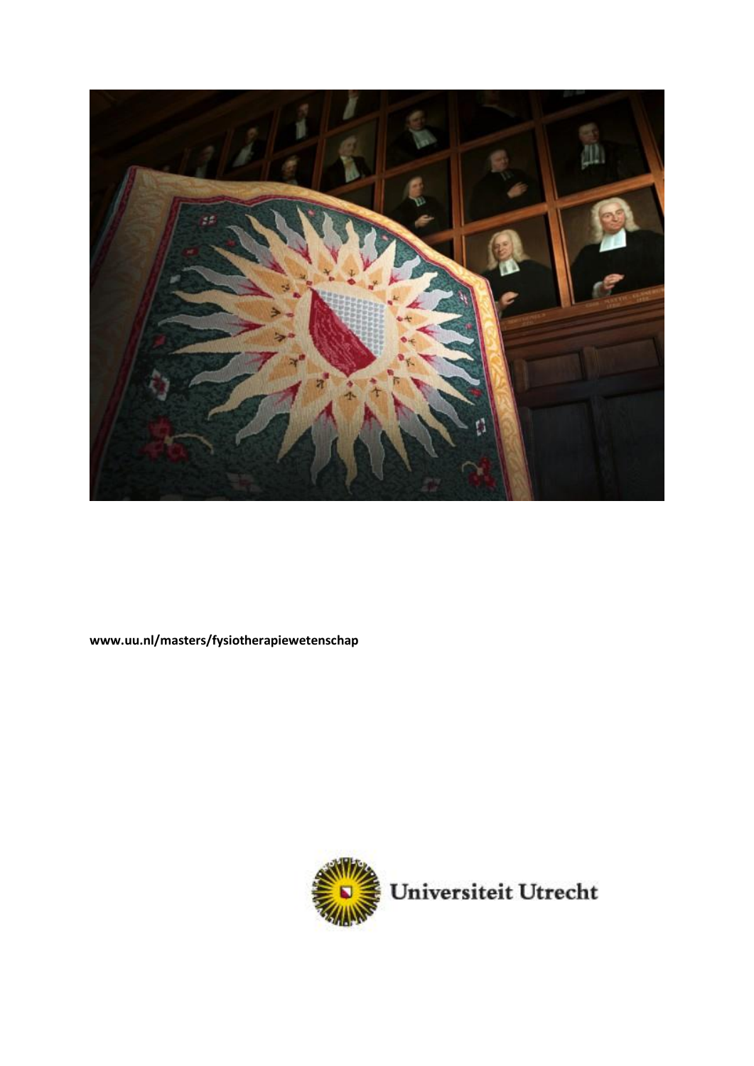**www.uu.nl/masters/fysiotherapiewetenschap**

Universiteit Utrecht